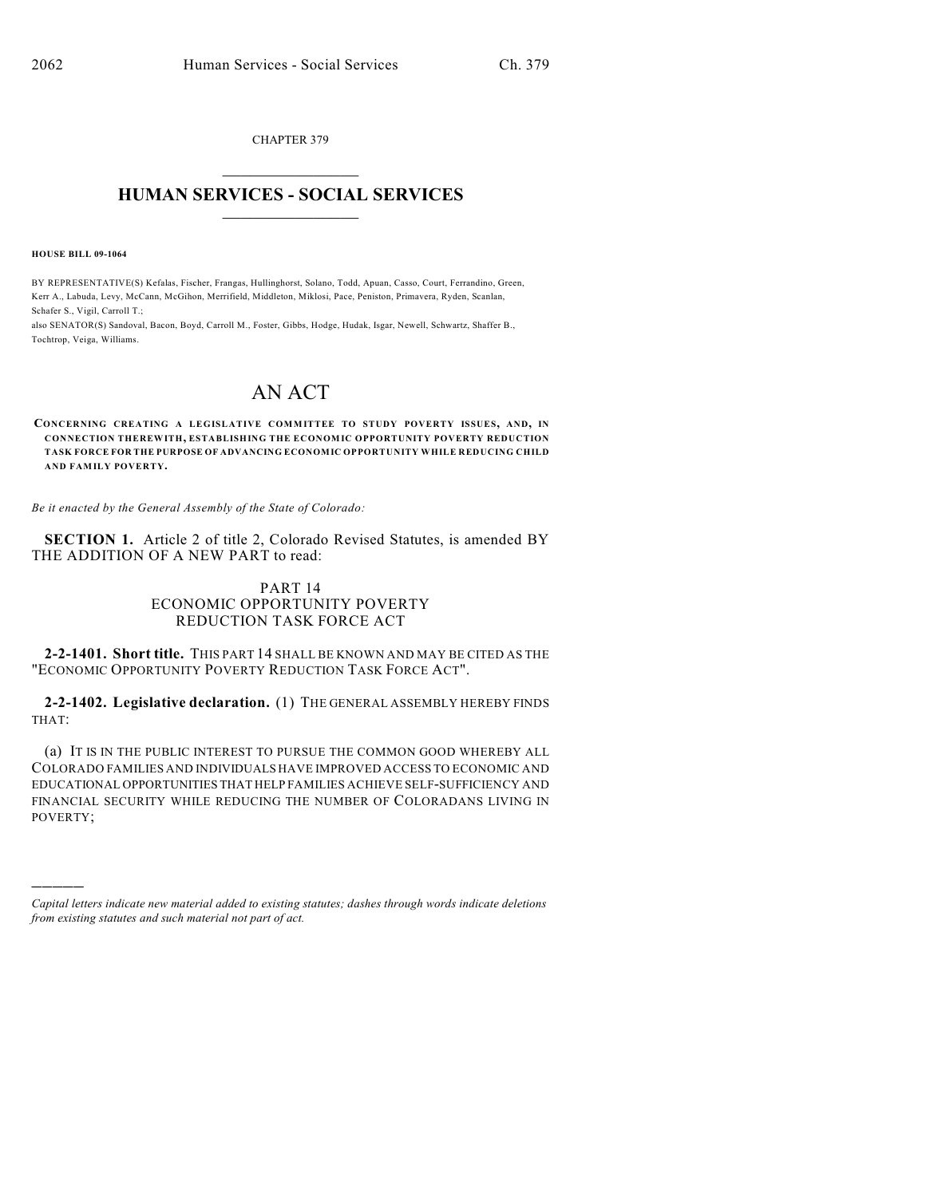CHAPTER 379

# HUMAN SERVICES - SOCIAL SERVICES

**HOUSE BILL 09-1064**

BY REPRESENTATIVE(S) Kefalas, Fischer, Frangas, Hullinghorst, Solano, Todd, Apuan, Casso, Court, Ferrandino, Green, Kerr A., Labuda, Levy, McCann, McGihon, Merrifield, Middleton, Miklosi, Pace, Peniston, Primavera, Ryden, Scanlan, Schafer S., Vigil, Carroll T.;
also SENATOR(S) Sandoval, Bacon, Boyd, Carroll M., Foster, Gibbs, Hodge, Hudak, Isgar, Newell, Schwartz, Shaffer B., Tochtrop, Veiga, Williams.

# AN ACT

**CONCERNING CREATING A LEGISLATIVE COMMITTEE TO STUDY POVERTY ISSUES, AND, IN CONNECTION THEREWITH, ESTABLISHING THE ECONOMIC OPPORTUNITY POVERTY REDUCTION TASK FORCE FOR THE PURPOSE OF ADVANCING ECONOMIC OPPORTUNITY WHILE REDUCING CHILD AND FAMILY POVERTY.**

*Be it enacted by the General Assembly of the State of Colorado:*

**SECTION 1.** Article 2 of title 2, Colorado Revised Statutes, is amended BY THE ADDITION OF A NEW PART to read:

PART 14
ECONOMIC OPPORTUNITY POVERTY REDUCTION TASK FORCE ACT

**2-2-1401. Short title.** THIS PART 14 SHALL BE KNOWN AND MAY BE CITED AS THE "ECONOMIC OPPORTUNITY POVERTY REDUCTION TASK FORCE ACT".

**2-2-1402. Legislative declaration.** (1) THE GENERAL ASSEMBLY HEREBY FINDS THAT:

(a) IT IS IN THE PUBLIC INTEREST TO PURSUE THE COMMON GOOD WHEREBY ALL COLORADO FAMILIES AND INDIVIDUALS HAVE IMPROVED ACCESS TO ECONOMIC AND EDUCATIONAL OPPORTUNITIES THAT HELP FAMILIES ACHIEVE SELF-SUFFICIENCY AND FINANCIAL SECURITY WHILE REDUCING THE NUMBER OF COLORADANS LIVING IN POVERTY;

*Capital letters indicate new material added to existing statutes; dashes through words indicate deletions from existing statutes and such material not part of act.*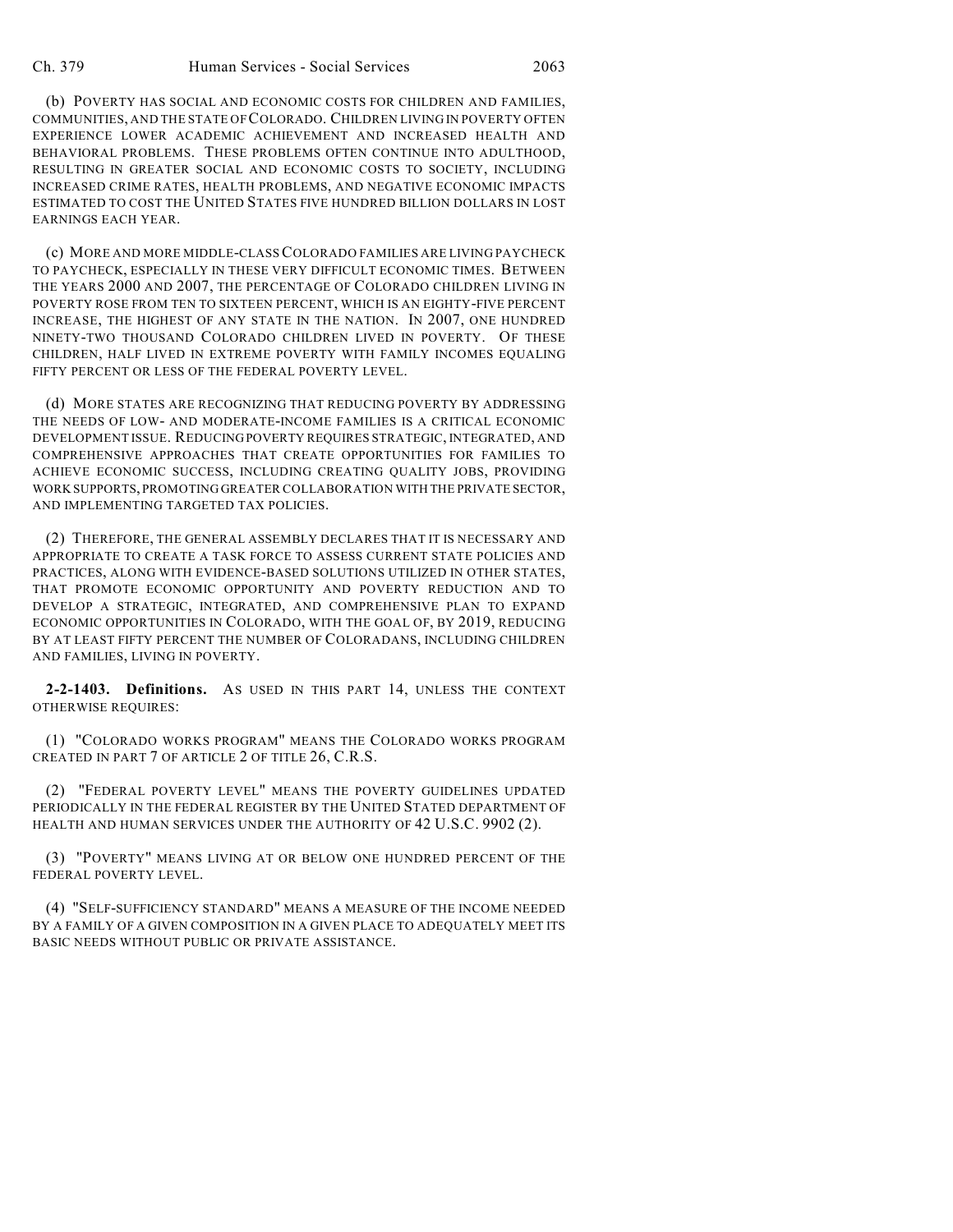(b) POVERTY HAS SOCIAL AND ECONOMIC COSTS FOR CHILDREN AND FAMILIES, COMMUNITIES, AND THE STATE OF COLORADO. CHILDREN LIVING IN POVERTY OFTEN EXPERIENCE LOWER ACADEMIC ACHIEVEMENT AND INCREASED HEALTH AND BEHAVIORAL PROBLEMS. THESE PROBLEMS OFTEN CONTINUE INTO ADULTHOOD, RESULTING IN GREATER SOCIAL AND ECONOMIC COSTS TO SOCIETY, INCLUDING INCREASED CRIME RATES, HEALTH PROBLEMS, AND NEGATIVE ECONOMIC IMPACTS ESTIMATED TO COST THE UNITED STATES FIVE HUNDRED BILLION DOLLARS IN LOST EARNINGS EACH YEAR.

(c) MORE AND MORE MIDDLE-CLASS COLORADO FAMILIES ARE LIVING PAYCHECK TO PAYCHECK, ESPECIALLY IN THESE VERY DIFFICULT ECONOMIC TIMES. BETWEEN THE YEARS 2000 AND 2007, THE PERCENTAGE OF COLORADO CHILDREN LIVING IN POVERTY ROSE FROM TEN TO SIXTEEN PERCENT, WHICH IS AN EIGHTY-FIVE PERCENT INCREASE, THE HIGHEST OF ANY STATE IN THE NATION. IN 2007, ONE HUNDRED NINETY-TWO THOUSAND COLORADO CHILDREN LIVED IN POVERTY. OF THESE CHILDREN, HALF LIVED IN EXTREME POVERTY WITH FAMILY INCOMES EQUALING FIFTY PERCENT OR LESS OF THE FEDERAL POVERTY LEVEL.

(d) MORE STATES ARE RECOGNIZING THAT REDUCING POVERTY BY ADDRESSING THE NEEDS OF LOW- AND MODERATE-INCOME FAMILIES IS A CRITICAL ECONOMIC DEVELOPMENT ISSUE. REDUCING POVERTY REQUIRES STRATEGIC, INTEGRATED, AND COMPREHENSIVE APPROACHES THAT CREATE OPPORTUNITIES FOR FAMILIES TO ACHIEVE ECONOMIC SUCCESS, INCLUDING CREATING QUALITY JOBS, PROVIDING WORK SUPPORTS, PROMOTING GREATER COLLABORATION WITH THE PRIVATE SECTOR, AND IMPLEMENTING TARGETED TAX POLICIES.

(2) THEREFORE, THE GENERAL ASSEMBLY DECLARES THAT IT IS NECESSARY AND APPROPRIATE TO CREATE A TASK FORCE TO ASSESS CURRENT STATE POLICIES AND PRACTICES, ALONG WITH EVIDENCE-BASED SOLUTIONS UTILIZED IN OTHER STATES, THAT PROMOTE ECONOMIC OPPORTUNITY AND POVERTY REDUCTION AND TO DEVELOP A STRATEGIC, INTEGRATED, AND COMPREHENSIVE PLAN TO EXPAND ECONOMIC OPPORTUNITIES IN COLORADO, WITH THE GOAL OF, BY 2019, REDUCING BY AT LEAST FIFTY PERCENT THE NUMBER OF COLORADANS, INCLUDING CHILDREN AND FAMILIES, LIVING IN POVERTY.

**2-2-1403. Definitions.** AS USED IN THIS PART 14, UNLESS THE CONTEXT OTHERWISE REQUIRES:

(1) "COLORADO WORKS PROGRAM" MEANS THE COLORADO WORKS PROGRAM CREATED IN PART 7 OF ARTICLE 2 OF TITLE 26, C.R.S.

(2) "FEDERAL POVERTY LEVEL" MEANS THE POVERTY GUIDELINES UPDATED PERIODICALLY IN THE FEDERAL REGISTER BY THE UNITED STATED DEPARTMENT OF HEALTH AND HUMAN SERVICES UNDER THE AUTHORITY OF 42 U.S.C. 9902 (2).

(3) "POVERTY" MEANS LIVING AT OR BELOW ONE HUNDRED PERCENT OF THE FEDERAL POVERTY LEVEL.

(4) "SELF-SUFFICIENCY STANDARD" MEANS A MEASURE OF THE INCOME NEEDED BY A FAMILY OF A GIVEN COMPOSITION IN A GIVEN PLACE TO ADEQUATELY MEET ITS BASIC NEEDS WITHOUT PUBLIC OR PRIVATE ASSISTANCE.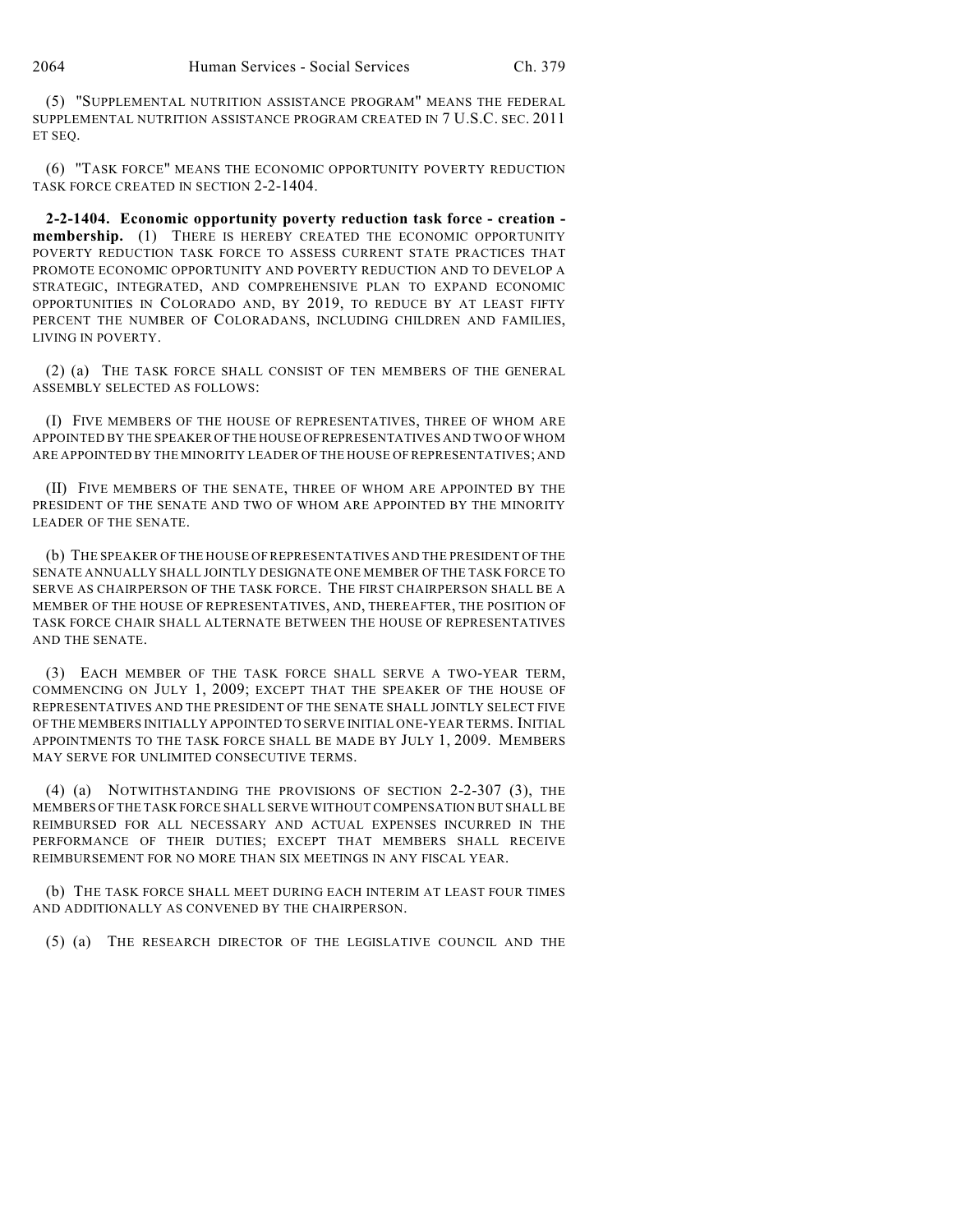(5) "SUPPLEMENTAL NUTRITION ASSISTANCE PROGRAM" MEANS THE FEDERAL SUPPLEMENTAL NUTRITION ASSISTANCE PROGRAM CREATED IN 7 U.S.C. SEC. 2011 ET SEQ.

(6) "TASK FORCE" MEANS THE ECONOMIC OPPORTUNITY POVERTY REDUCTION TASK FORCE CREATED IN SECTION 2-2-1404.

**2-2-1404. Economic opportunity poverty reduction task force - creation - membership.** (1) THERE IS HEREBY CREATED THE ECONOMIC OPPORTUNITY POVERTY REDUCTION TASK FORCE TO ASSESS CURRENT STATE PRACTICES THAT PROMOTE ECONOMIC OPPORTUNITY AND POVERTY REDUCTION AND TO DEVELOP A STRATEGIC, INTEGRATED, AND COMPREHENSIVE PLAN TO EXPAND ECONOMIC OPPORTUNITIES IN COLORADO AND, BY 2019, TO REDUCE BY AT LEAST FIFTY PERCENT THE NUMBER OF COLORADANS, INCLUDING CHILDREN AND FAMILIES, LIVING IN POVERTY.

(2) (a) THE TASK FORCE SHALL CONSIST OF TEN MEMBERS OF THE GENERAL ASSEMBLY SELECTED AS FOLLOWS:

(I) FIVE MEMBERS OF THE HOUSE OF REPRESENTATIVES, THREE OF WHOM ARE APPOINTED BY THE SPEAKER OF THE HOUSE OF REPRESENTATIVES AND TWO OF WHOM ARE APPOINTED BY THE MINORITY LEADER OF THE HOUSE OF REPRESENTATIVES; AND

(II) FIVE MEMBERS OF THE SENATE, THREE OF WHOM ARE APPOINTED BY THE PRESIDENT OF THE SENATE AND TWO OF WHOM ARE APPOINTED BY THE MINORITY LEADER OF THE SENATE.

(b) THE SPEAKER OF THE HOUSE OF REPRESENTATIVES AND THE PRESIDENT OF THE SENATE ANNUALLY SHALL JOINTLY DESIGNATE ONE MEMBER OF THE TASK FORCE TO SERVE AS CHAIRPERSON OF THE TASK FORCE. THE FIRST CHAIRPERSON SHALL BE A MEMBER OF THE HOUSE OF REPRESENTATIVES, AND, THEREAFTER, THE POSITION OF TASK FORCE CHAIR SHALL ALTERNATE BETWEEN THE HOUSE OF REPRESENTATIVES AND THE SENATE.

(3) EACH MEMBER OF THE TASK FORCE SHALL SERVE A TWO-YEAR TERM, COMMENCING ON JULY 1, 2009; EXCEPT THAT THE SPEAKER OF THE HOUSE OF REPRESENTATIVES AND THE PRESIDENT OF THE SENATE SHALL JOINTLY SELECT FIVE OF THE MEMBERS INITIALLY APPOINTED TO SERVE INITIAL ONE-YEAR TERMS. INITIAL APPOINTMENTS TO THE TASK FORCE SHALL BE MADE BY JULY 1, 2009. MEMBERS MAY SERVE FOR UNLIMITED CONSECUTIVE TERMS.

(4) (a) NOTWITHSTANDING THE PROVISIONS OF SECTION 2-2-307 (3), THE MEMBERS OF THE TASK FORCE SHALL SERVE WITHOUT COMPENSATION BUT SHALL BE REIMBURSED FOR ALL NECESSARY AND ACTUAL EXPENSES INCURRED IN THE PERFORMANCE OF THEIR DUTIES; EXCEPT THAT MEMBERS SHALL RECEIVE REIMBURSEMENT FOR NO MORE THAN SIX MEETINGS IN ANY FISCAL YEAR.

(b) THE TASK FORCE SHALL MEET DURING EACH INTERIM AT LEAST FOUR TIMES AND ADDITIONALLY AS CONVENED BY THE CHAIRPERSON.

(5) (a) THE RESEARCH DIRECTOR OF THE LEGISLATIVE COUNCIL AND THE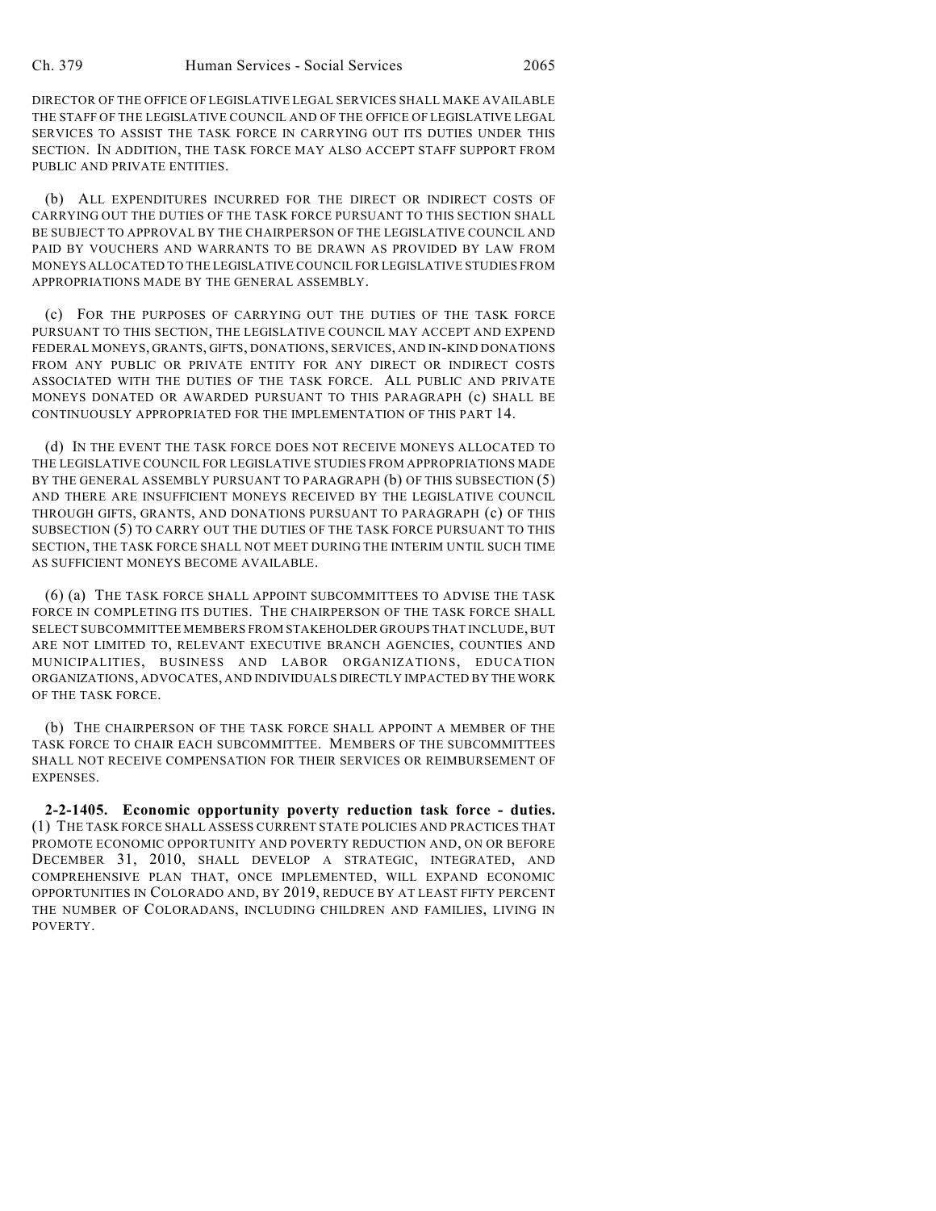DIRECTOR OF THE OFFICE OF LEGISLATIVE LEGAL SERVICES SHALL MAKE AVAILABLE THE STAFF OF THE LEGISLATIVE COUNCIL AND OF THE OFFICE OF LEGISLATIVE LEGAL SERVICES TO ASSIST THE TASK FORCE IN CARRYING OUT ITS DUTIES UNDER THIS SECTION. IN ADDITION, THE TASK FORCE MAY ALSO ACCEPT STAFF SUPPORT FROM PUBLIC AND PRIVATE ENTITIES.

(b) ALL EXPENDITURES INCURRED FOR THE DIRECT OR INDIRECT COSTS OF CARRYING OUT THE DUTIES OF THE TASK FORCE PURSUANT TO THIS SECTION SHALL BE SUBJECT TO APPROVAL BY THE CHAIRPERSON OF THE LEGISLATIVE COUNCIL AND PAID BY VOUCHERS AND WARRANTS TO BE DRAWN AS PROVIDED BY LAW FROM MONEYS ALLOCATED TO THE LEGISLATIVE COUNCIL FOR LEGISLATIVE STUDIES FROM APPROPRIATIONS MADE BY THE GENERAL ASSEMBLY.

(c) FOR THE PURPOSES OF CARRYING OUT THE DUTIES OF THE TASK FORCE PURSUANT TO THIS SECTION, THE LEGISLATIVE COUNCIL MAY ACCEPT AND EXPEND FEDERAL MONEYS, GRANTS, GIFTS, DONATIONS, SERVICES, AND IN-KIND DONATIONS FROM ANY PUBLIC OR PRIVATE ENTITY FOR ANY DIRECT OR INDIRECT COSTS ASSOCIATED WITH THE DUTIES OF THE TASK FORCE. ALL PUBLIC AND PRIVATE MONEYS DONATED OR AWARDED PURSUANT TO THIS PARAGRAPH (c) SHALL BE CONTINUOUSLY APPROPRIATED FOR THE IMPLEMENTATION OF THIS PART 14.

(d) IN THE EVENT THE TASK FORCE DOES NOT RECEIVE MONEYS ALLOCATED TO THE LEGISLATIVE COUNCIL FOR LEGISLATIVE STUDIES FROM APPROPRIATIONS MADE BY THE GENERAL ASSEMBLY PURSUANT TO PARAGRAPH (b) OF THIS SUBSECTION (5) AND THERE ARE INSUFFICIENT MONEYS RECEIVED BY THE LEGISLATIVE COUNCIL THROUGH GIFTS, GRANTS, AND DONATIONS PURSUANT TO PARAGRAPH (c) OF THIS SUBSECTION (5) TO CARRY OUT THE DUTIES OF THE TASK FORCE PURSUANT TO THIS SECTION, THE TASK FORCE SHALL NOT MEET DURING THE INTERIM UNTIL SUCH TIME AS SUFFICIENT MONEYS BECOME AVAILABLE.

(6) (a) THE TASK FORCE SHALL APPOINT SUBCOMMITTEES TO ADVISE THE TASK FORCE IN COMPLETING ITS DUTIES. THE CHAIRPERSON OF THE TASK FORCE SHALL SELECT SUBCOMMITTEE MEMBERS FROM STAKEHOLDER GROUPS THAT INCLUDE, BUT ARE NOT LIMITED TO, RELEVANT EXECUTIVE BRANCH AGENCIES, COUNTIES AND MUNICIPALITIES, BUSINESS AND LABOR ORGANIZATIONS, EDUCATION ORGANIZATIONS, ADVOCATES, AND INDIVIDUALS DIRECTLY IMPACTED BY THE WORK OF THE TASK FORCE.

(b) THE CHAIRPERSON OF THE TASK FORCE SHALL APPOINT A MEMBER OF THE TASK FORCE TO CHAIR EACH SUBCOMMITTEE. MEMBERS OF THE SUBCOMMITTEES SHALL NOT RECEIVE COMPENSATION FOR THEIR SERVICES OR REIMBURSEMENT OF EXPENSES.

**2-2-1405. Economic opportunity poverty reduction task force - duties.** (1) THE TASK FORCE SHALL ASSESS CURRENT STATE POLICIES AND PRACTICES THAT PROMOTE ECONOMIC OPPORTUNITY AND POVERTY REDUCTION AND, ON OR BEFORE DECEMBER 31, 2010, SHALL DEVELOP A STRATEGIC, INTEGRATED, AND COMPREHENSIVE PLAN THAT, ONCE IMPLEMENTED, WILL EXPAND ECONOMIC OPPORTUNITIES IN COLORADO AND, BY 2019, REDUCE BY AT LEAST FIFTY PERCENT THE NUMBER OF COLORADANS, INCLUDING CHILDREN AND FAMILIES, LIVING IN POVERTY.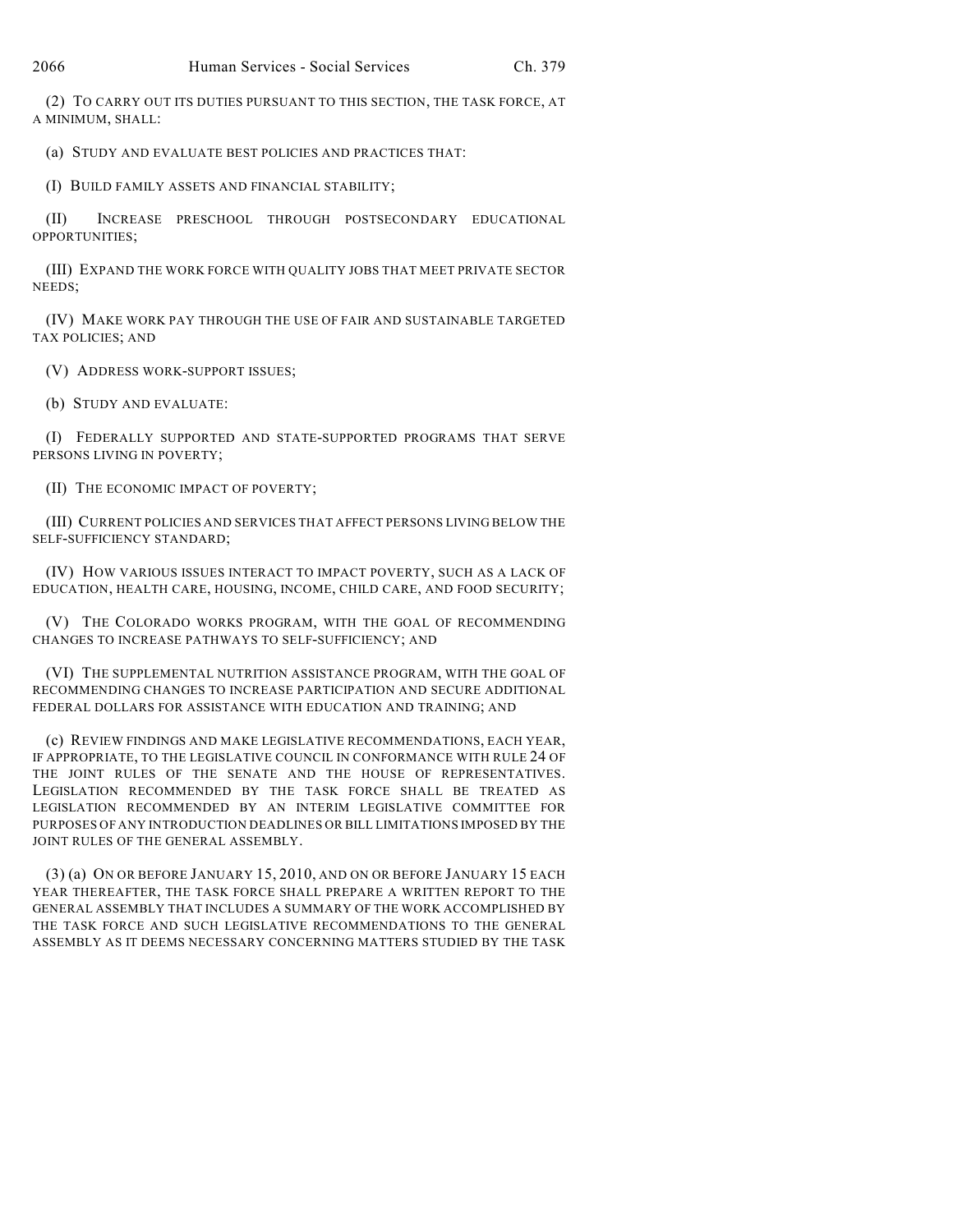(2) TO CARRY OUT ITS DUTIES PURSUANT TO THIS SECTION, THE TASK FORCE, AT A MINIMUM, SHALL:

(a) STUDY AND EVALUATE BEST POLICIES AND PRACTICES THAT:

(I) BUILD FAMILY ASSETS AND FINANCIAL STABILITY;

(II) INCREASE PRESCHOOL THROUGH POSTSECONDARY EDUCATIONAL OPPORTUNITIES;

(III) EXPAND THE WORK FORCE WITH QUALITY JOBS THAT MEET PRIVATE SECTOR NEEDS;

(IV) MAKE WORK PAY THROUGH THE USE OF FAIR AND SUSTAINABLE TARGETED TAX POLICIES; AND

(V) ADDRESS WORK-SUPPORT ISSUES;

(b) STUDY AND EVALUATE:

(I) FEDERALLY SUPPORTED AND STATE-SUPPORTED PROGRAMS THAT SERVE PERSONS LIVING IN POVERTY;

(II) THE ECONOMIC IMPACT OF POVERTY;

(III) CURRENT POLICIES AND SERVICES THAT AFFECT PERSONS LIVING BELOW THE SELF-SUFFICIENCY STANDARD;

(IV) HOW VARIOUS ISSUES INTERACT TO IMPACT POVERTY, SUCH AS A LACK OF EDUCATION, HEALTH CARE, HOUSING, INCOME, CHILD CARE, AND FOOD SECURITY;

(V) THE COLORADO WORKS PROGRAM, WITH THE GOAL OF RECOMMENDING CHANGES TO INCREASE PATHWAYS TO SELF-SUFFICIENCY; AND

(VI) THE SUPPLEMENTAL NUTRITION ASSISTANCE PROGRAM, WITH THE GOAL OF RECOMMENDING CHANGES TO INCREASE PARTICIPATION AND SECURE ADDITIONAL FEDERAL DOLLARS FOR ASSISTANCE WITH EDUCATION AND TRAINING; AND

(c) REVIEW FINDINGS AND MAKE LEGISLATIVE RECOMMENDATIONS, EACH YEAR, IF APPROPRIATE, TO THE LEGISLATIVE COUNCIL IN CONFORMANCE WITH RULE 24 OF THE JOINT RULES OF THE SENATE AND THE HOUSE OF REPRESENTATIVES. LEGISLATION RECOMMENDED BY THE TASK FORCE SHALL BE TREATED AS LEGISLATION RECOMMENDED BY AN INTERIM LEGISLATIVE COMMITTEE FOR PURPOSES OF ANY INTRODUCTION DEADLINES OR BILL LIMITATIONS IMPOSED BY THE JOINT RULES OF THE GENERAL ASSEMBLY.

(3) (a) ON OR BEFORE JANUARY 15, 2010, AND ON OR BEFORE JANUARY 15 EACH YEAR THEREAFTER, THE TASK FORCE SHALL PREPARE A WRITTEN REPORT TO THE GENERAL ASSEMBLY THAT INCLUDES A SUMMARY OF THE WORK ACCOMPLISHED BY THE TASK FORCE AND SUCH LEGISLATIVE RECOMMENDATIONS TO THE GENERAL ASSEMBLY AS IT DEEMS NECESSARY CONCERNING MATTERS STUDIED BY THE TASK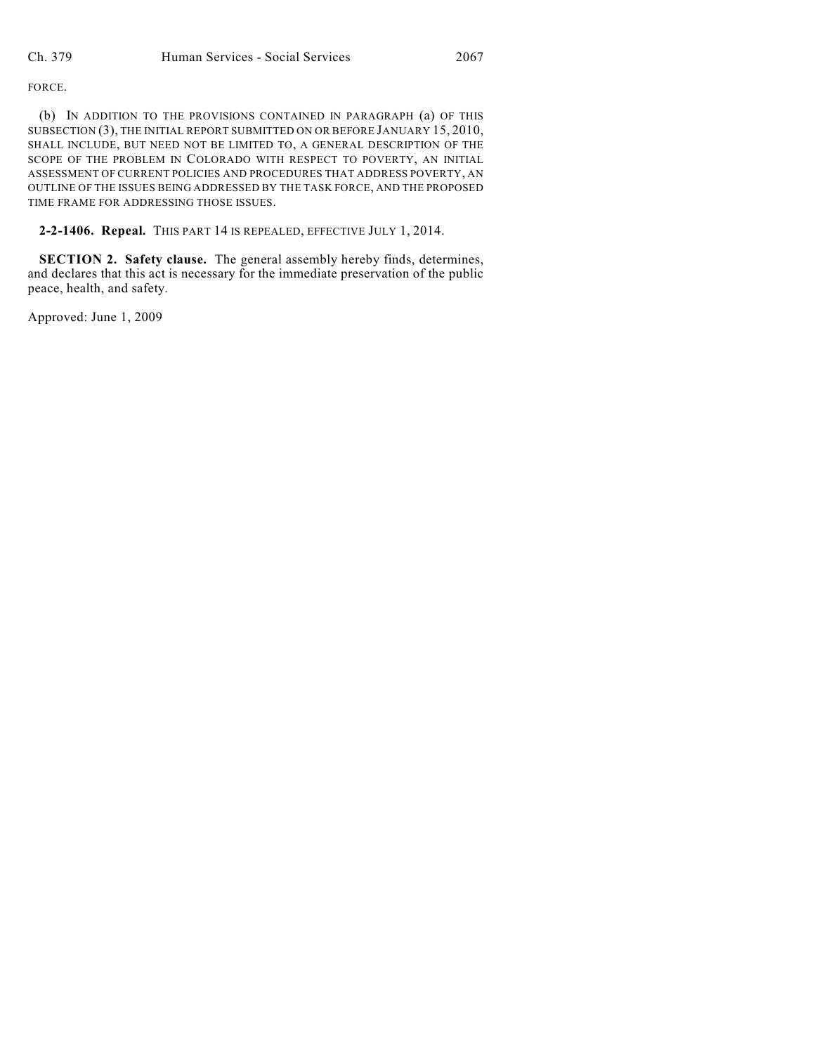FORCE.

(b) IN ADDITION TO THE PROVISIONS CONTAINED IN PARAGRAPH (a) OF THIS SUBSECTION (3), THE INITIAL REPORT SUBMITTED ON OR BEFORE JANUARY 15, 2010, SHALL INCLUDE, BUT NEED NOT BE LIMITED TO, A GENERAL DESCRIPTION OF THE SCOPE OF THE PROBLEM IN COLORADO WITH RESPECT TO POVERTY, AN INITIAL ASSESSMENT OF CURRENT POLICIES AND PROCEDURES THAT ADDRESS POVERTY, AN OUTLINE OF THE ISSUES BEING ADDRESSED BY THE TASK FORCE, AND THE PROPOSED TIME FRAME FOR ADDRESSING THOSE ISSUES.

**2-2-1406. Repeal.** THIS PART 14 IS REPEALED, EFFECTIVE JULY 1, 2014.

**SECTION 2. Safety clause.** The general assembly hereby finds, determines, and declares that this act is necessary for the immediate preservation of the public peace, health, and safety.

Approved: June 1, 2009